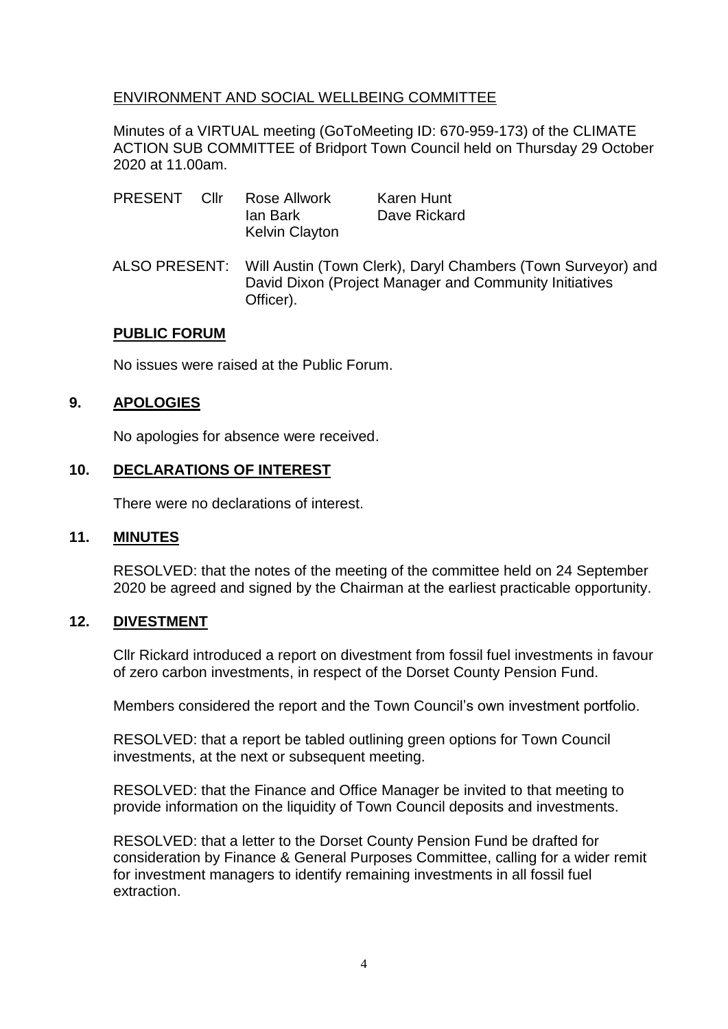## ENVIRONMENT AND SOCIAL WELLBEING COMMITTEE

Minutes of a VIRTUAL meeting (GoToMeeting ID: 670-959-173) of the CLIMATE ACTION SUB COMMITTEE of Bridport Town Council held on Thursday 29 October 2020 at 11.00am.

| PRESENT | Cllr | Rose Allwork | Karen Hunt |
|---|---|---|---|
| | | Ian Bark | Dave Rickard |
| | | Kelvin Clayton | |

ALSO PRESENT: Will Austin (Town Clerk), Daryl Chambers (Town Surveyor) and David Dixon (Project Manager and Community Initiatives Officer).

### PUBLIC FORUM

No issues were raised at the Public Forum.

### 9. APOLOGIES

No apologies for absence were received.

### 10. DECLARATIONS OF INTEREST

There were no declarations of interest.

### 11. MINUTES

RESOLVED: that the notes of the meeting of the committee held on 24 September 2020 be agreed and signed by the Chairman at the earliest practicable opportunity.

### 12. DIVESTMENT

Cllr Rickard introduced a report on divestment from fossil fuel investments in favour of zero carbon investments, in respect of the Dorset County Pension Fund.

Members considered the report and the Town Council's own investment portfolio.

RESOLVED: that a report be tabled outlining green options for Town Council investments, at the next or subsequent meeting.

RESOLVED: that the Finance and Office Manager be invited to that meeting to provide information on the liquidity of Town Council deposits and investments.

RESOLVED: that a letter to the Dorset County Pension Fund be drafted for consideration by Finance & General Purposes Committee, calling for a wider remit for investment managers to identify remaining investments in all fossil fuel extraction.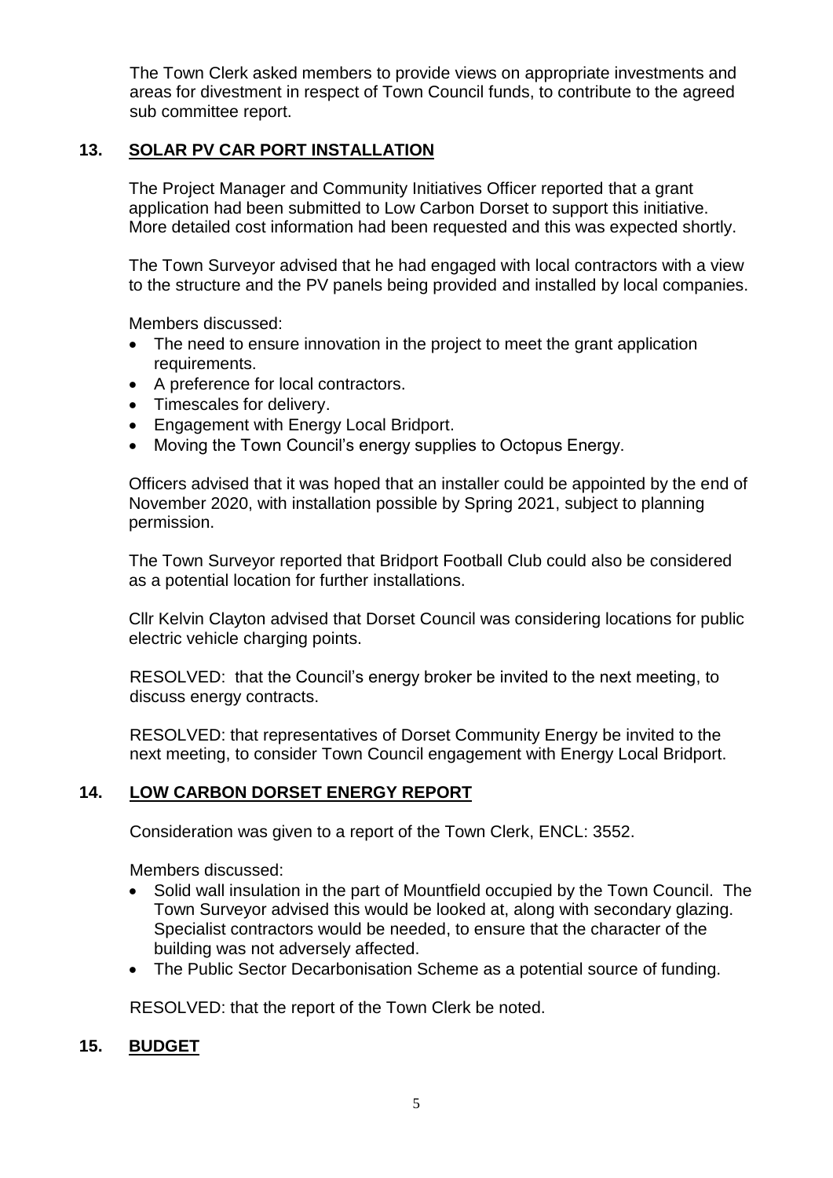The Town Clerk asked members to provide views on appropriate investments and areas for divestment in respect of Town Council funds, to contribute to the agreed sub committee report.

## 13. SOLAR PV CAR PORT INSTALLATION

The Project Manager and Community Initiatives Officer reported that a grant application had been submitted to Low Carbon Dorset to support this initiative. More detailed cost information had been requested and this was expected shortly.

The Town Surveyor advised that he had engaged with local contractors with a view to the structure and the PV panels being provided and installed by local companies.

Members discussed:

- The need to ensure innovation in the project to meet the grant application requirements.
- A preference for local contractors.
- Timescales for delivery.
- Engagement with Energy Local Bridport.
- Moving the Town Council's energy supplies to Octopus Energy.

Officers advised that it was hoped that an installer could be appointed by the end of November 2020, with installation possible by Spring 2021, subject to planning permission.

The Town Surveyor reported that Bridport Football Club could also be considered as a potential location for further installations.

Cllr Kelvin Clayton advised that Dorset Council was considering locations for public electric vehicle charging points.

RESOLVED: that the Council's energy broker be invited to the next meeting, to discuss energy contracts.

RESOLVED: that representatives of Dorset Community Energy be invited to the next meeting, to consider Town Council engagement with Energy Local Bridport.

## 14. LOW CARBON DORSET ENERGY REPORT

Consideration was given to a report of the Town Clerk, ENCL: 3552.

Members discussed:

- Solid wall insulation in the part of Mountfield occupied by the Town Council. The Town Surveyor advised this would be looked at, along with secondary glazing. Specialist contractors would be needed, to ensure that the character of the building was not adversely affected.
- The Public Sector Decarbonisation Scheme as a potential source of funding.

RESOLVED: that the report of the Town Clerk be noted.

## 15. BUDGET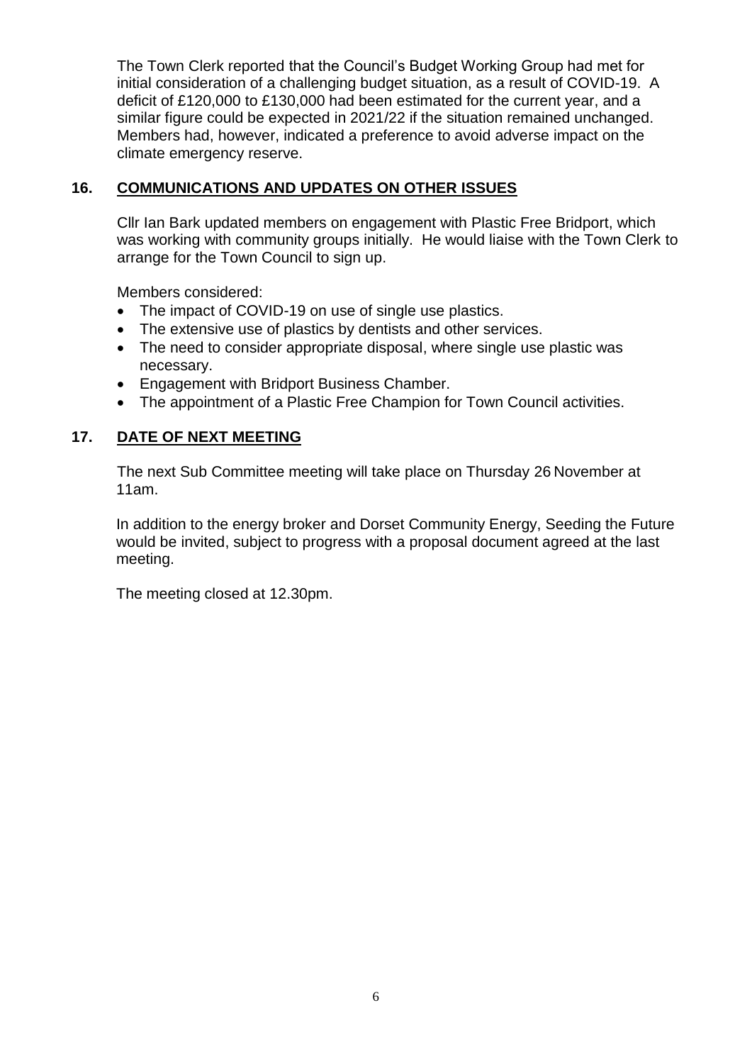The Town Clerk reported that the Council's Budget Working Group had met for initial consideration of a challenging budget situation, as a result of COVID-19. A deficit of £120,000 to £130,000 had been estimated for the current year, and a similar figure could be expected in 2021/22 if the situation remained unchanged. Members had, however, indicated a preference to avoid adverse impact on the climate emergency reserve.

## 16. COMMUNICATIONS AND UPDATES ON OTHER ISSUES

Cllr Ian Bark updated members on engagement with Plastic Free Bridport, which was working with community groups initially. He would liaise with the Town Clerk to arrange for the Town Council to sign up.

Members considered:

- The impact of COVID-19 on use of single use plastics.
- The extensive use of plastics by dentists and other services.
- The need to consider appropriate disposal, where single use plastic was necessary.
- Engagement with Bridport Business Chamber.
- The appointment of a Plastic Free Champion for Town Council activities.

## 17. DATE OF NEXT MEETING

The next Sub Committee meeting will take place on Thursday 26 November at 11am.

In addition to the energy broker and Dorset Community Energy, Seeding the Future would be invited, subject to progress with a proposal document agreed at the last meeting.

The meeting closed at 12.30pm.